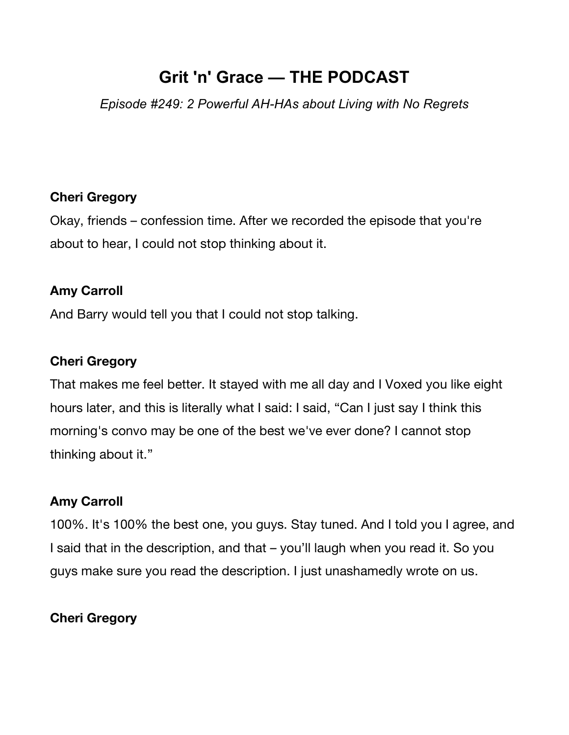# Grit 'n' Grace — THE PODCAST

*Episode #249: 2 Powerful AH-HAs about Living with No Regrets*

**Cheri Gregory**

Okay, friends – confession time. After we recorded the episode that you're about to hear, I could not stop thinking about it.

**Amy Carroll**

And Barry would tell you that I could not stop talking.

**Cheri Gregory**

That makes me feel better. It stayed with me all day and I Voxed you like eight hours later, and this is literally what I said: I said, "Can I just say I think this morning's convo may be one of the best we've ever done? I cannot stop thinking about it."

**Amy Carroll**

100%. It's 100% the best one, you guys. Stay tuned. And I told you I agree, and I said that in the description, and that – you'll laugh when you read it. So you guys make sure you read the description. I just unashamedly wrote on us.

**Cheri Gregory**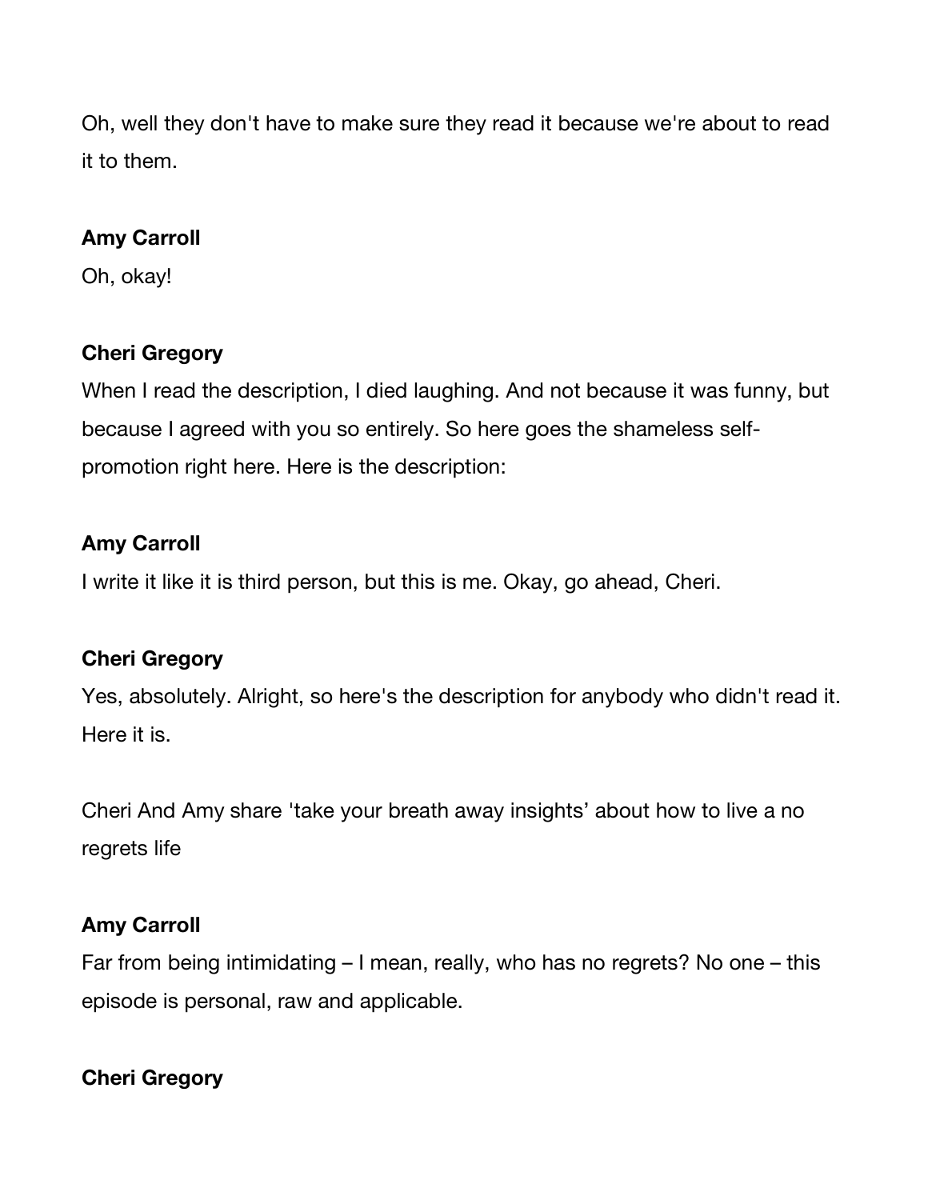Oh, well they don't have to make sure they read it because we're about to read it to them.

**Amy Carroll**

Oh, okay!

**Cheri Gregory**

When I read the description, I died laughing. And not because it was funny, but because I agreed with you so entirely. So here goes the shameless self-promotion right here. Here is the description:

**Amy Carroll**

I write it like it is third person, but this is me. Okay, go ahead, Cheri.

**Cheri Gregory**

Yes, absolutely. Alright, so here's the description for anybody who didn't read it. Here it is.

Cheri And Amy share 'take your breath away insights' about how to live a no regrets life

**Amy Carroll**

Far from being intimidating – I mean, really, who has no regrets? No one – this episode is personal, raw and applicable.

**Cheri Gregory**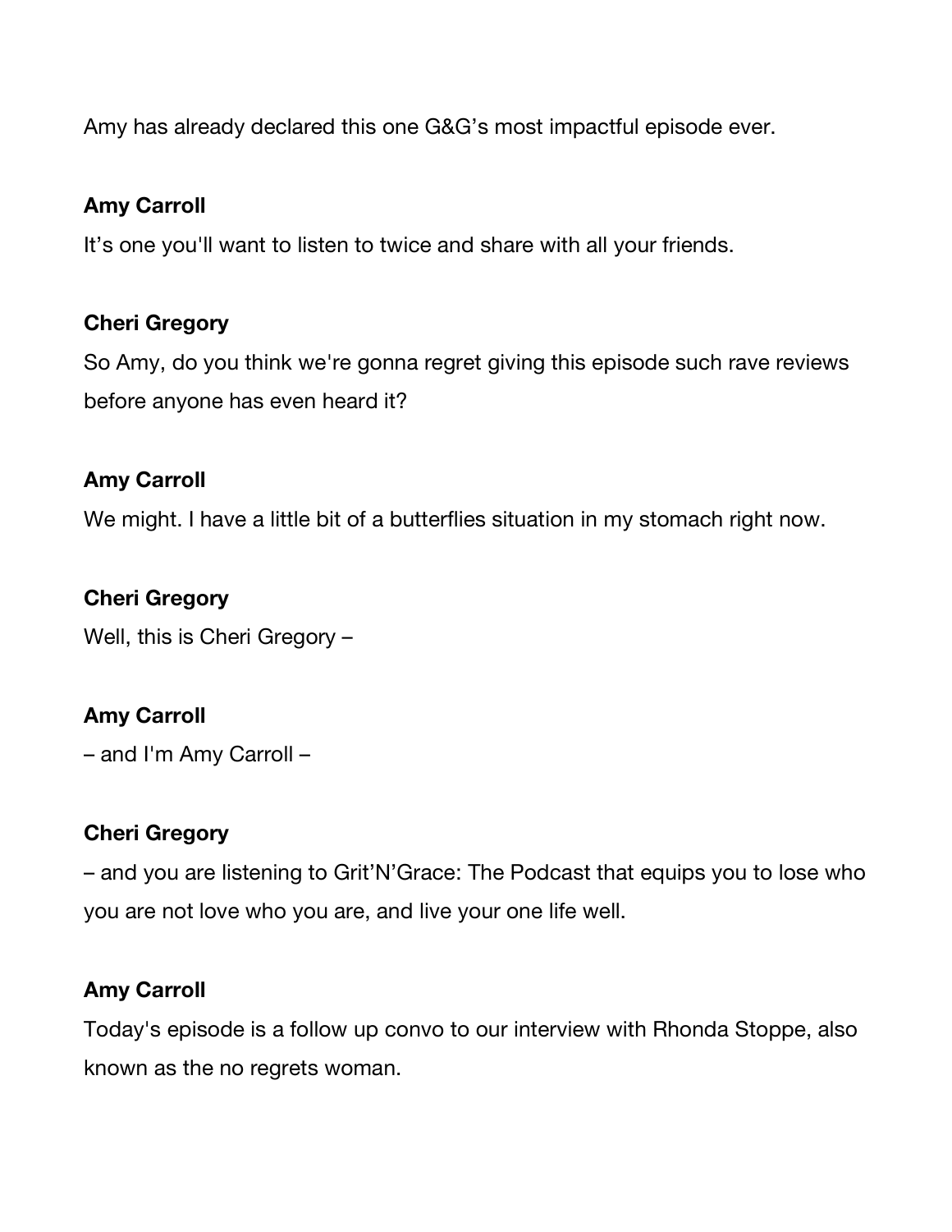Amy has already declared this one G&G's most impactful episode ever.

**Amy Carroll**

It's one you'll want to listen to twice and share with all your friends.

**Cheri Gregory**

So Amy, do you think we're gonna regret giving this episode such rave reviews before anyone has even heard it?

**Amy Carroll**

We might. I have a little bit of a butterflies situation in my stomach right now.

**Cheri Gregory**

Well, this is Cheri Gregory –

**Amy Carroll**

– and I'm Amy Carroll –

**Cheri Gregory**

– and you are listening to Grit'N'Grace: The Podcast that equips you to lose who you are not love who you are, and live your one life well.

**Amy Carroll**

Today's episode is a follow up convo to our interview with Rhonda Stoppe, also known as the no regrets woman.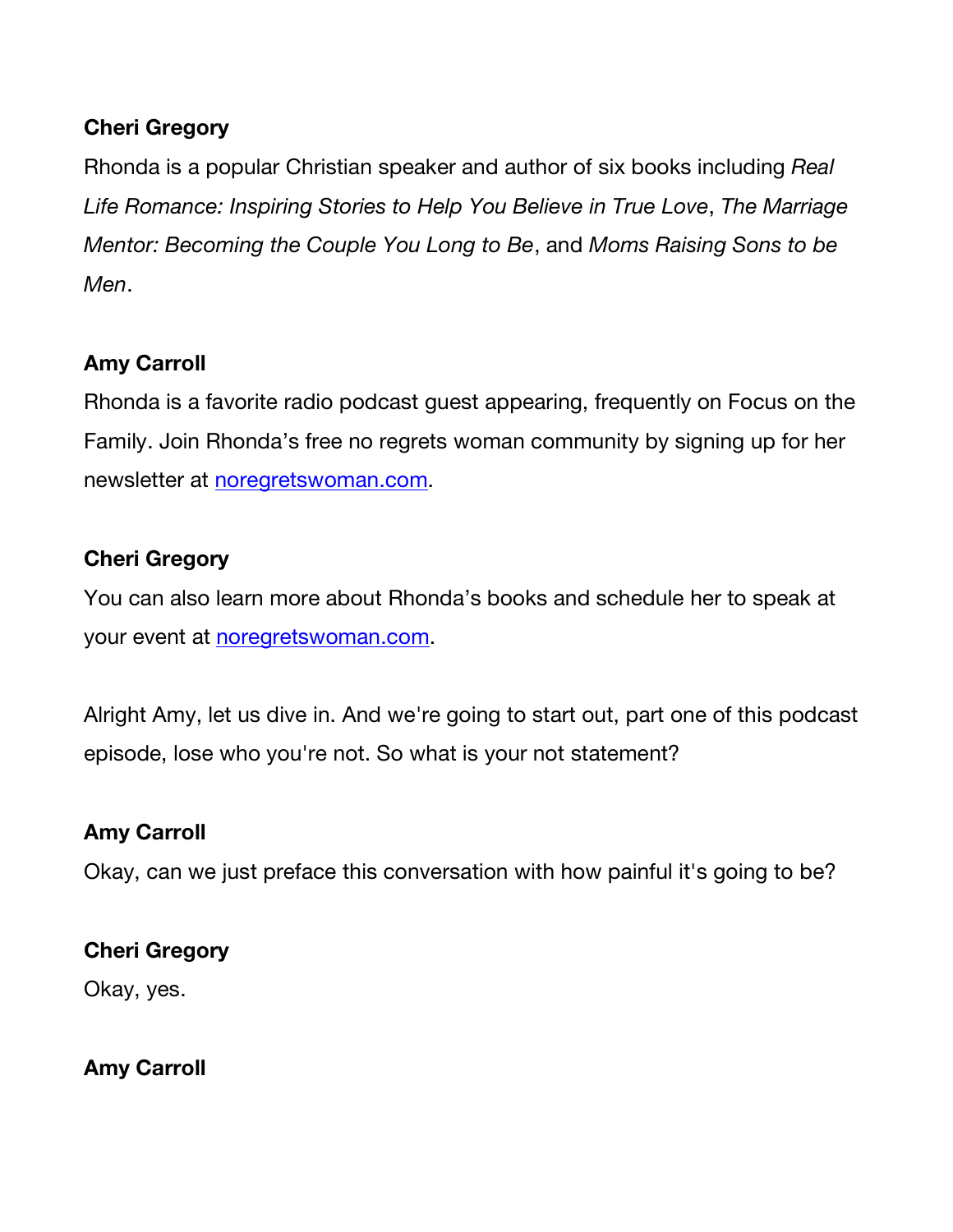**Cheri Gregory**

Rhonda is a popular Christian speaker and author of six books including *Real Life Romance: Inspiring Stories to Help You Believe in True Love*, *The Marriage Mentor: Becoming the Couple You Long to Be*, and *Moms Raising Sons to be Men*.

**Amy Carroll**

Rhonda is a favorite radio podcast guest appearing, frequently on Focus on the Family. Join Rhonda's free no regrets woman community by signing up for her newsletter at [noregretswoman.com](noregretswoman.com).

**Cheri Gregory**

You can also learn more about Rhonda's books and schedule her to speak at your event at [noregretswoman.com](noregretswoman.com).

Alright Amy, let us dive in. And we're going to start out, part one of this podcast episode, lose who you're not. So what is your not statement?

**Amy Carroll**

Okay, can we just preface this conversation with how painful it's going to be?

**Cheri Gregory**

Okay, yes.

**Amy Carroll**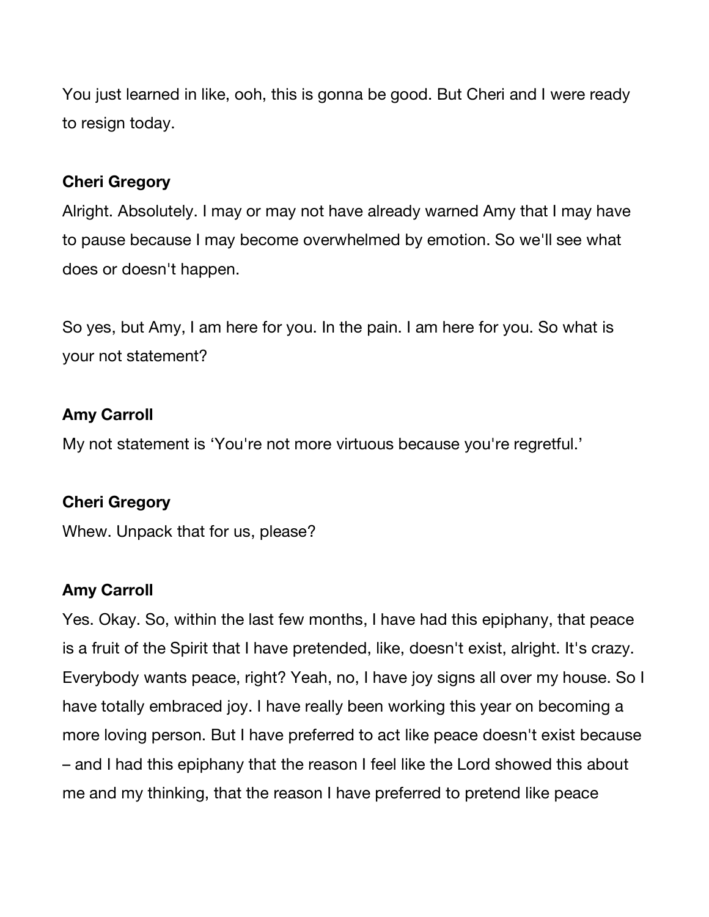You just learned in like, ooh, this is gonna be good. But Cheri and I were ready to resign today.

**Cheri Gregory**

Alright. Absolutely. I may or may not have already warned Amy that I may have to pause because I may become overwhelmed by emotion. So we'll see what does or doesn't happen.

So yes, but Amy, I am here for you. In the pain. I am here for you. So what is your not statement?

**Amy Carroll**

My not statement is 'You're not more virtuous because you're regretful.'

**Cheri Gregory**

Whew. Unpack that for us, please?

**Amy Carroll**

Yes. Okay. So, within the last few months, I have had this epiphany, that peace is a fruit of the Spirit that I have pretended, like, doesn't exist, alright. It's crazy. Everybody wants peace, right? Yeah, no, I have joy signs all over my house. So I have totally embraced joy. I have really been working this year on becoming a more loving person. But I have preferred to act like peace doesn't exist because – and I had this epiphany that the reason I feel like the Lord showed this about me and my thinking, that the reason I have preferred to pretend like peace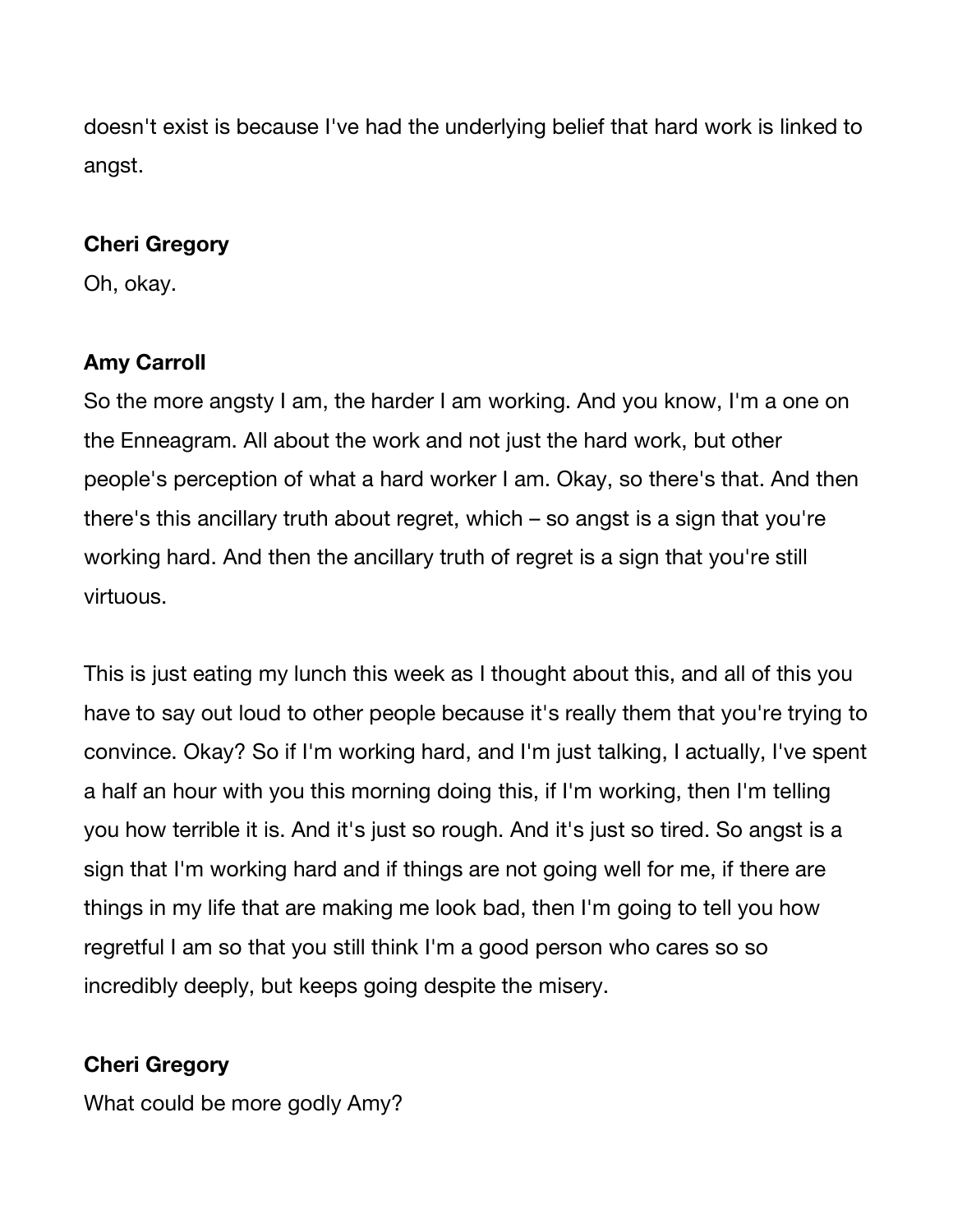doesn't exist is because I've had the underlying belief that hard work is linked to angst.

**Cheri Gregory**

Oh, okay.

**Amy Carroll**

So the more angsty I am, the harder I am working. And you know, I'm a one on the Enneagram. All about the work and not just the hard work, but other people's perception of what a hard worker I am. Okay, so there's that. And then there's this ancillary truth about regret, which – so angst is a sign that you're working hard. And then the ancillary truth of regret is a sign that you're still virtuous.

This is just eating my lunch this week as I thought about this, and all of this you have to say out loud to other people because it's really them that you're trying to convince. Okay? So if I'm working hard, and I'm just talking, I actually, I've spent a half an hour with you this morning doing this, if I'm working, then I'm telling you how terrible it is. And it's just so rough. And it's just so tired. So angst is a sign that I'm working hard and if things are not going well for me, if there are things in my life that are making me look bad, then I'm going to tell you how regretful I am so that you still think I'm a good person who cares so so incredibly deeply, but keeps going despite the misery.

**Cheri Gregory**

What could be more godly Amy?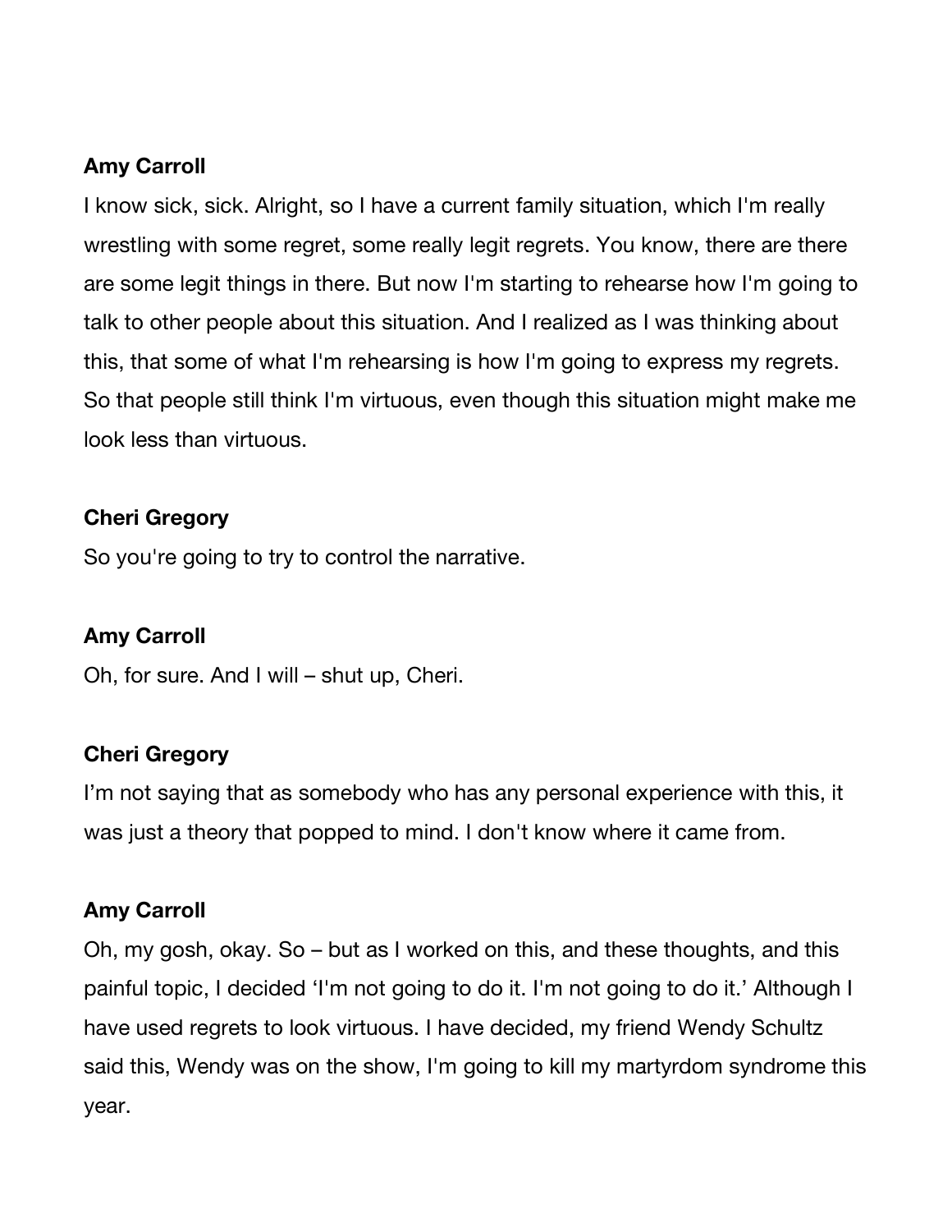**Amy Carroll**

I know sick, sick. Alright, so I have a current family situation, which I'm really wrestling with some regret, some really legit regrets. You know, there are there are some legit things in there. But now I'm starting to rehearse how I'm going to talk to other people about this situation. And I realized as I was thinking about this, that some of what I'm rehearsing is how I'm going to express my regrets. So that people still think I'm virtuous, even though this situation might make me look less than virtuous.

**Cheri Gregory**

So you're going to try to control the narrative.

**Amy Carroll**

Oh, for sure. And I will – shut up, Cheri.

**Cheri Gregory**

I'm not saying that as somebody who has any personal experience with this, it was just a theory that popped to mind. I don't know where it came from.

**Amy Carroll**

Oh, my gosh, okay. So – but as I worked on this, and these thoughts, and this painful topic, I decided 'I'm not going to do it. I'm not going to do it.' Although I have used regrets to look virtuous. I have decided, my friend Wendy Schultz said this, Wendy was on the show, I'm going to kill my martyrdom syndrome this year.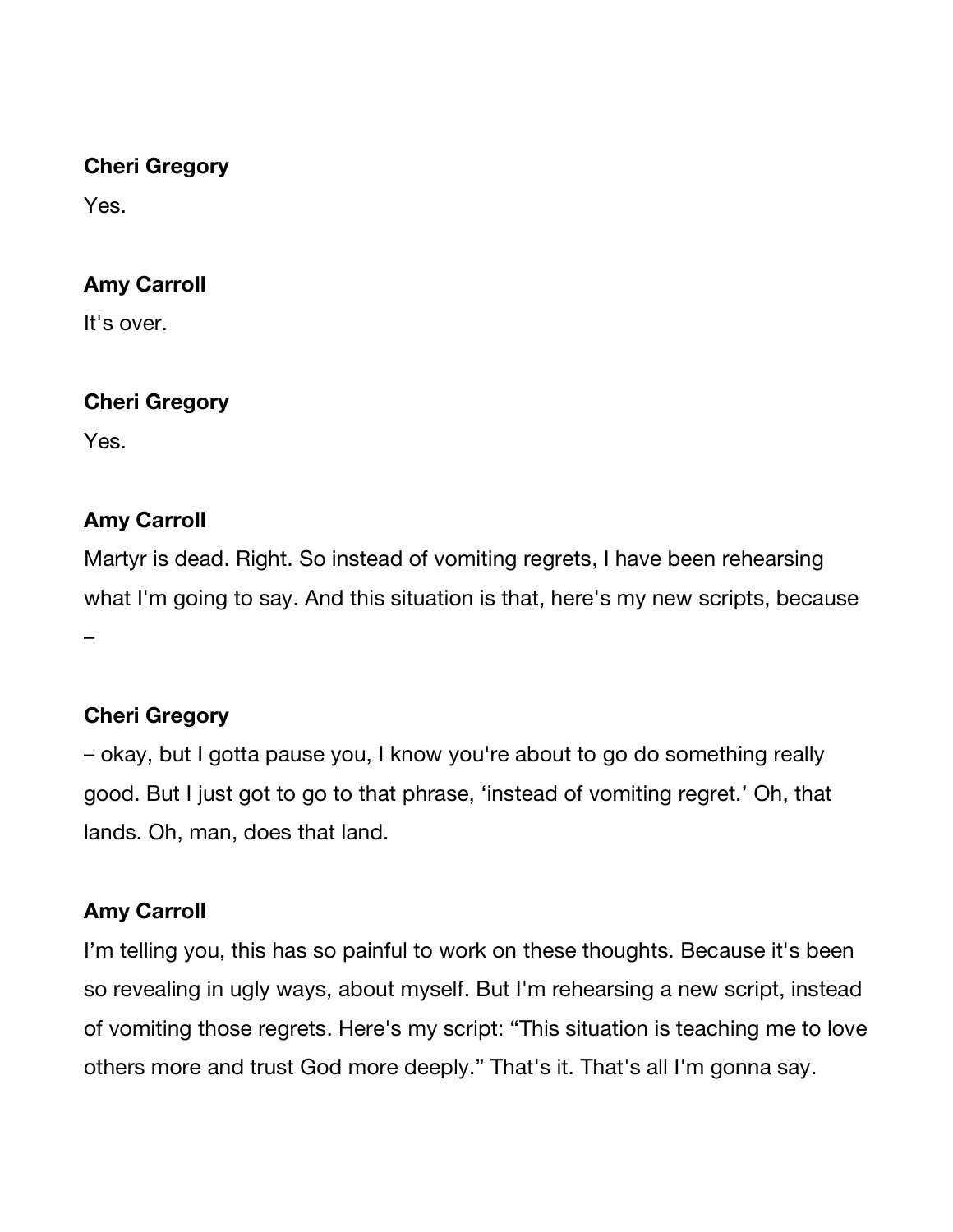**Cheri Gregory**

Yes.

**Amy Carroll**

It's over.

**Cheri Gregory**

Yes.

**Amy Carroll**

Martyr is dead. Right. So instead of vomiting regrets, I have been rehearsing what I'm going to say. And this situation is that, here's my new scripts, because –

**Cheri Gregory**

– okay, but I gotta pause you, I know you're about to go do something really good. But I just got to go to that phrase, 'instead of vomiting regret.' Oh, that lands. Oh, man, does that land.

**Amy Carroll**

I'm telling you, this has so painful to work on these thoughts. Because it's been so revealing in ugly ways, about myself. But I'm rehearsing a new script, instead of vomiting those regrets. Here's my script: "This situation is teaching me to love others more and trust God more deeply." That's it. That's all I'm gonna say.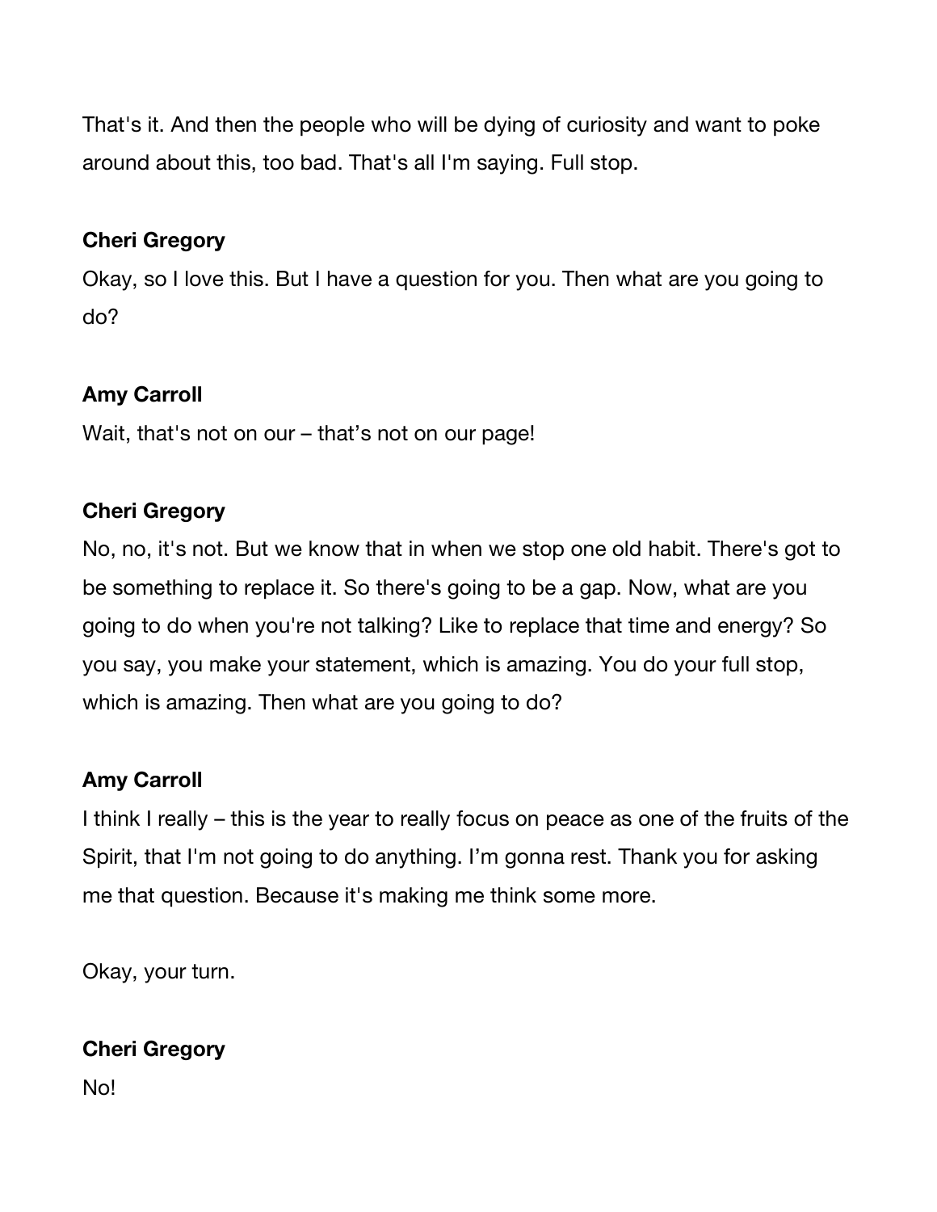That's it. And then the people who will be dying of curiosity and want to poke around about this, too bad. That's all I'm saying. Full stop.

**Cheri Gregory**

Okay, so I love this. But I have a question for you. Then what are you going to do?

**Amy Carroll**

Wait, that's not on our – that's not on our page!

**Cheri Gregory**

No, no, it's not. But we know that in when we stop one old habit. There's got to be something to replace it. So there's going to be a gap. Now, what are you going to do when you're not talking? Like to replace that time and energy? So you say, you make your statement, which is amazing. You do your full stop, which is amazing. Then what are you going to do?

**Amy Carroll**

I think I really – this is the year to really focus on peace as one of the fruits of the Spirit, that I'm not going to do anything. I'm gonna rest. Thank you for asking me that question. Because it's making me think some more.

Okay, your turn.

**Cheri Gregory**

No!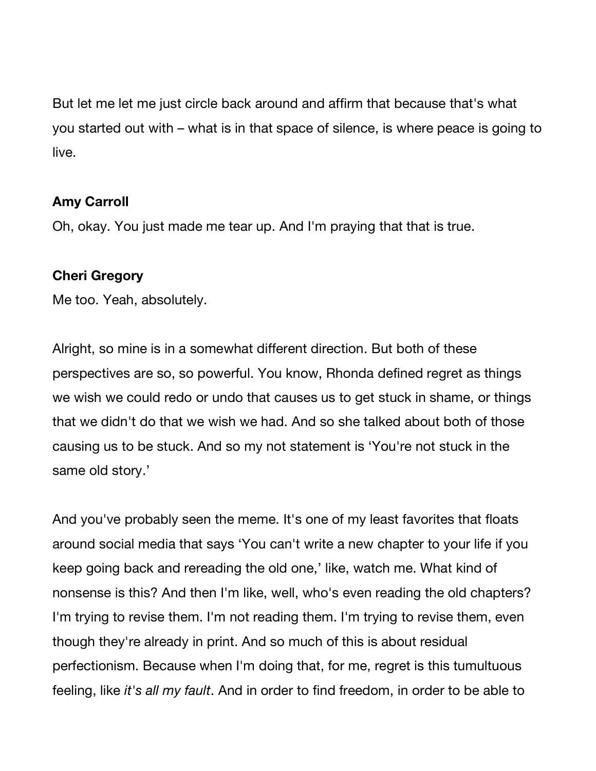But let me let me just circle back around and affirm that because that's what you started out with – what is in that space of silence, is where peace is going to live.

**Amy Carroll**

Oh, okay. You just made me tear up. And I'm praying that that is true.

**Cheri Gregory**

Me too. Yeah, absolutely.

Alright, so mine is in a somewhat different direction. But both of these perspectives are so, so powerful. You know, Rhonda defined regret as things we wish we could redo or undo that causes us to get stuck in shame, or things that we didn't do that we wish we had. And so she talked about both of those causing us to be stuck. And so my not statement is 'You're not stuck in the same old story.'

And you've probably seen the meme. It's one of my least favorites that floats around social media that says 'You can't write a new chapter to your life if you keep going back and rereading the old one,' like, watch me. What kind of nonsense is this? And then I'm like, well, who's even reading the old chapters? I'm trying to revise them. I'm not reading them. I'm trying to revise them, even though they're already in print. And so much of this is about residual perfectionism. Because when I'm doing that, for me, regret is this tumultuous feeling, like *it's all my fault*. And in order to find freedom, in order to be able to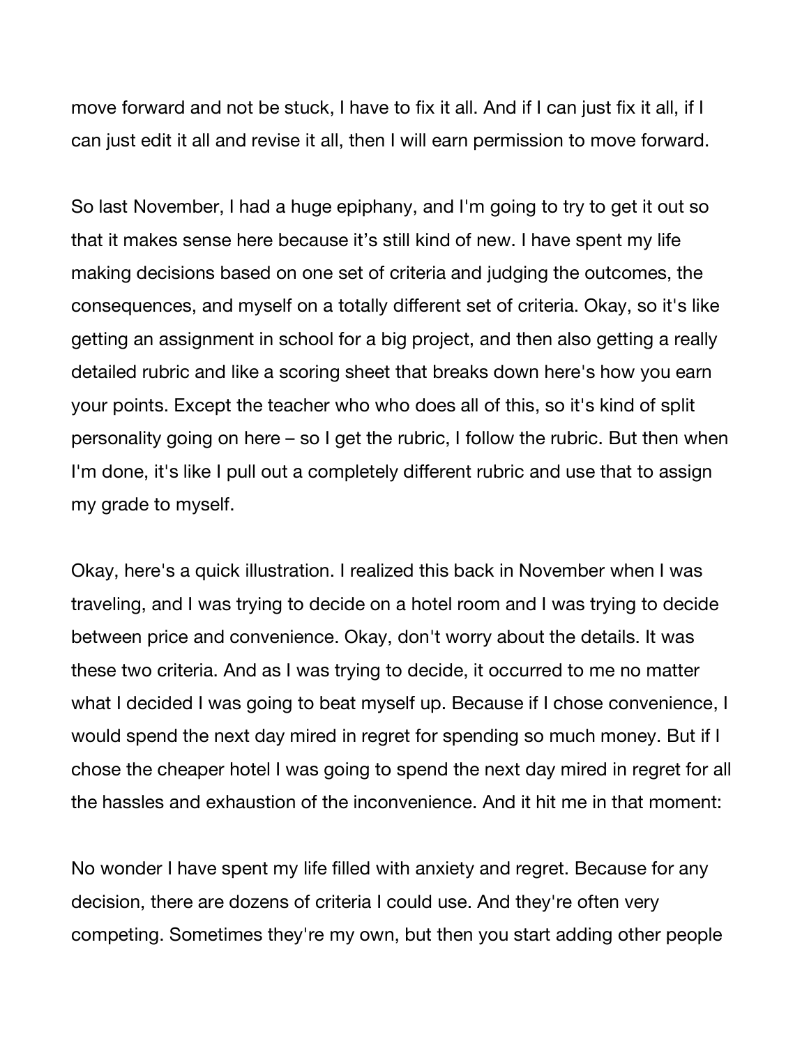move forward and not be stuck, I have to fix it all. And if I can just fix it all, if I can just edit it all and revise it all, then I will earn permission to move forward.

So last November, I had a huge epiphany, and I'm going to try to get it out so that it makes sense here because it’s still kind of new. I have spent my life making decisions based on one set of criteria and judging the outcomes, the consequences, and myself on a totally different set of criteria. Okay, so it's like getting an assignment in school for a big project, and then also getting a really detailed rubric and like a scoring sheet that breaks down here's how you earn your points. Except the teacher who who does all of this, so it's kind of split personality going on here – so I get the rubric, I follow the rubric. But then when I'm done, it's like I pull out a completely different rubric and use that to assign my grade to myself.

Okay, here's a quick illustration. I realized this back in November when I was traveling, and I was trying to decide on a hotel room and I was trying to decide between price and convenience. Okay, don't worry about the details. It was these two criteria. And as I was trying to decide, it occurred to me no matter what I decided I was going to beat myself up. Because if I chose convenience, I would spend the next day mired in regret for spending so much money. But if I chose the cheaper hotel I was going to spend the next day mired in regret for all the hassles and exhaustion of the inconvenience. And it hit me in that moment:

No wonder I have spent my life filled with anxiety and regret. Because for any decision, there are dozens of criteria I could use. And they're often very competing. Sometimes they're my own, but then you start adding other people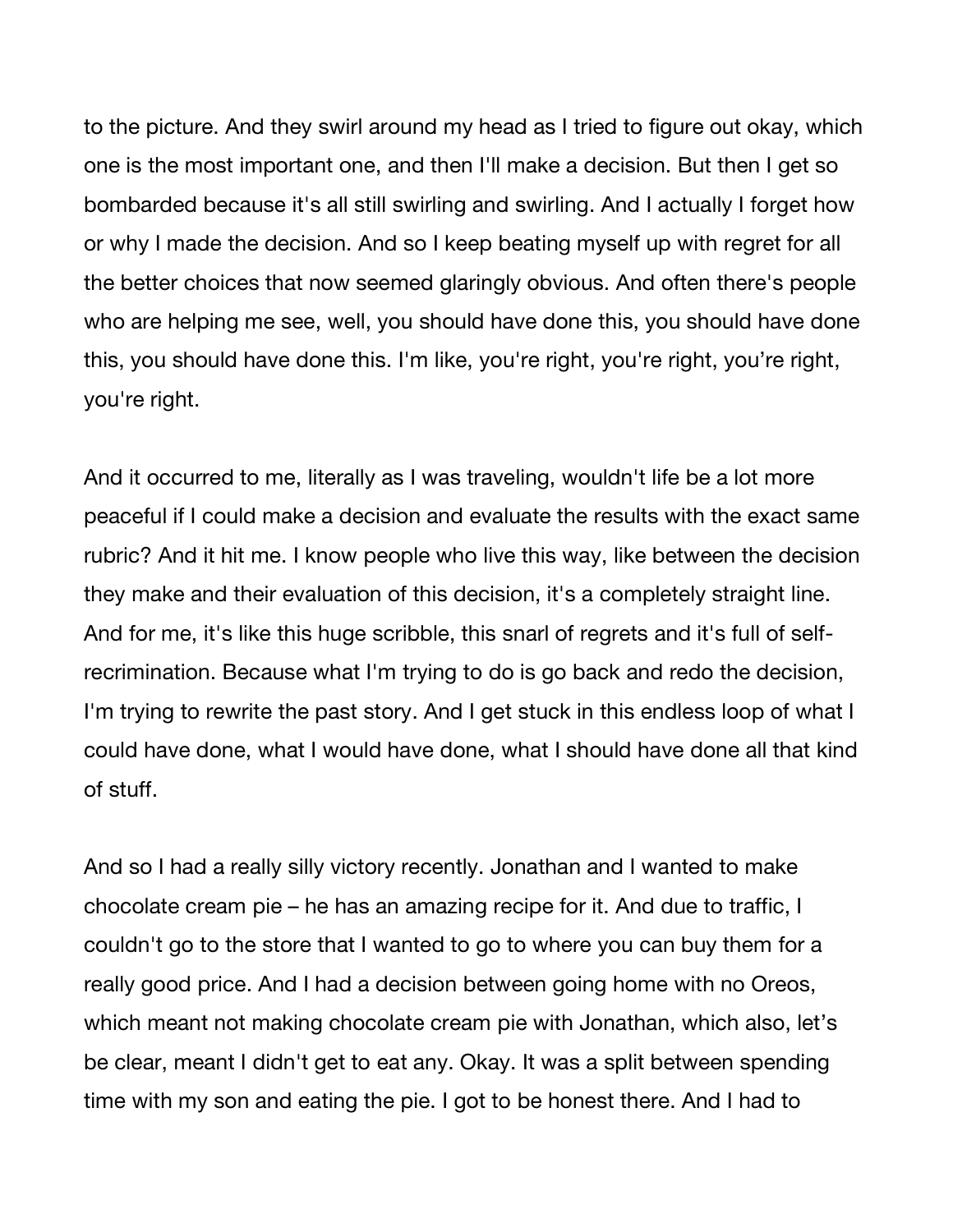to the picture. And they swirl around my head as I tried to figure out okay, which one is the most important one, and then I'll make a decision. But then I get so bombarded because it's all still swirling and swirling. And I actually I forget how or why I made the decision. And so I keep beating myself up with regret for all the better choices that now seemed glaringly obvious. And often there's people who are helping me see, well, you should have done this, you should have done this, you should have done this. I'm like, you're right, you're right, you're right, you're right.

And it occurred to me, literally as I was traveling, wouldn't life be a lot more peaceful if I could make a decision and evaluate the results with the exact same rubric? And it hit me. I know people who live this way, like between the decision they make and their evaluation of this decision, it's a completely straight line. And for me, it's like this huge scribble, this snarl of regrets and it's full of self-recrimination. Because what I'm trying to do is go back and redo the decision, I'm trying to rewrite the past story. And I get stuck in this endless loop of what I could have done, what I would have done, what I should have done all that kind of stuff.

And so I had a really silly victory recently. Jonathan and I wanted to make chocolate cream pie – he has an amazing recipe for it. And due to traffic, I couldn't go to the store that I wanted to go to where you can buy them for a really good price. And I had a decision between going home with no Oreos, which meant not making chocolate cream pie with Jonathan, which also, let's be clear, meant I didn't get to eat any. Okay. It was a split between spending time with my son and eating the pie. I got to be honest there. And I had to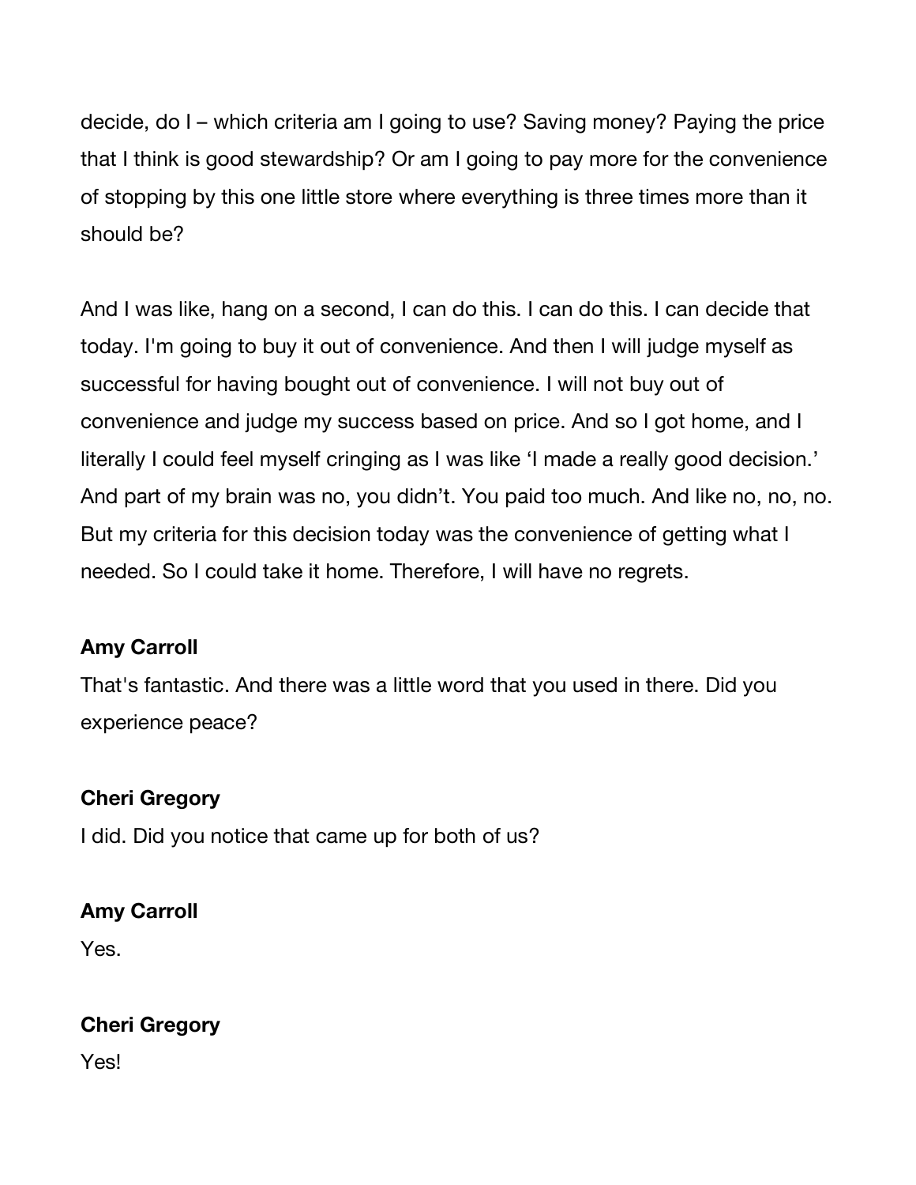decide, do I – which criteria am I going to use? Saving money? Paying the price that I think is good stewardship? Or am I going to pay more for the convenience of stopping by this one little store where everything is three times more than it should be?

And I was like, hang on a second, I can do this. I can do this. I can decide that today. I'm going to buy it out of convenience. And then I will judge myself as successful for having bought out of convenience. I will not buy out of convenience and judge my success based on price. And so I got home, and I literally I could feel myself cringing as I was like 'I made a really good decision.' And part of my brain was no, you didn't. You paid too much. And like no, no, no. But my criteria for this decision today was the convenience of getting what I needed. So I could take it home. Therefore, I will have no regrets.

**Amy Carroll**
That's fantastic. And there was a little word that you used in there. Did you experience peace?

**Cheri Gregory**
I did. Did you notice that came up for both of us?

**Amy Carroll**
Yes.

**Cheri Gregory**
Yes!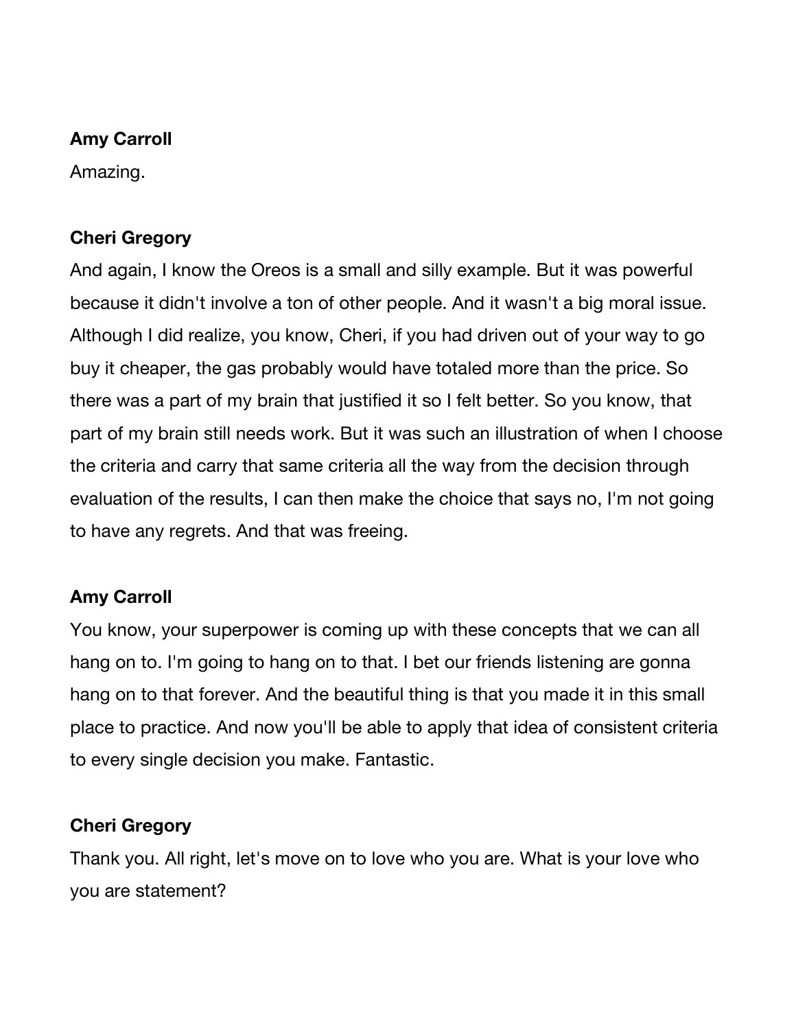**Amy Carroll**

Amazing.

**Cheri Gregory**

And again, I know the Oreos is a small and silly example. But it was powerful because it didn't involve a ton of other people. And it wasn't a big moral issue. Although I did realize, you know, Cheri, if you had driven out of your way to go buy it cheaper, the gas probably would have totaled more than the price. So there was a part of my brain that justified it so I felt better. So you know, that part of my brain still needs work. But it was such an illustration of when I choose the criteria and carry that same criteria all the way from the decision through evaluation of the results, I can then make the choice that says no, I'm not going to have any regrets. And that was freeing.

**Amy Carroll**

You know, your superpower is coming up with these concepts that we can all hang on to. I'm going to hang on to that. I bet our friends listening are gonna hang on to that forever. And the beautiful thing is that you made it in this small place to practice. And now you'll be able to apply that idea of consistent criteria to every single decision you make. Fantastic.

**Cheri Gregory**

Thank you. All right, let's move on to love who you are. What is your love who you are statement?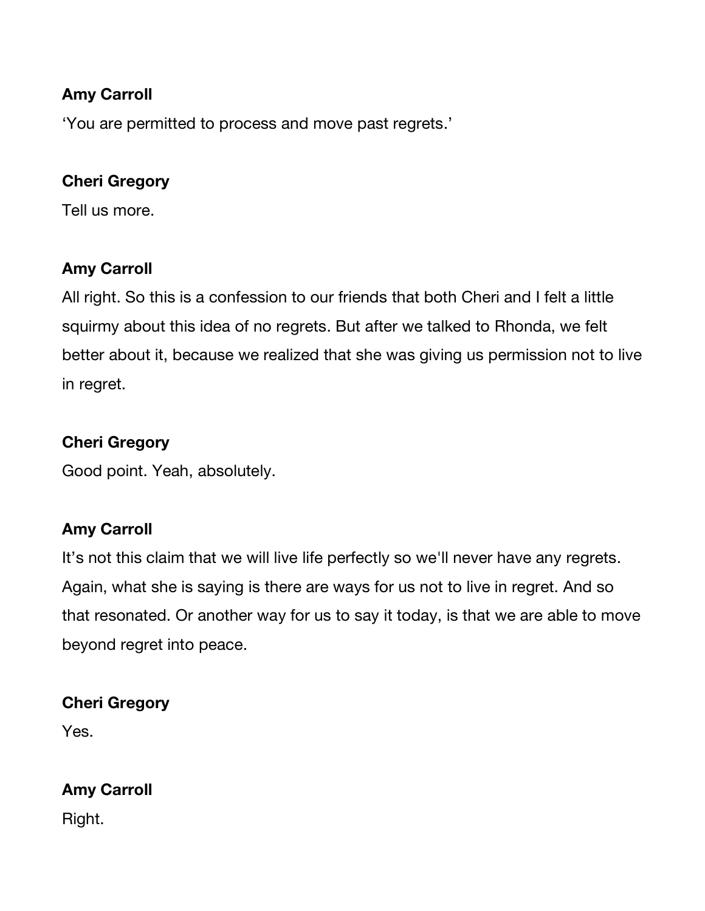**Amy Carroll**

'You are permitted to process and move past regrets.'

**Cheri Gregory**

Tell us more.

**Amy Carroll**

All right. So this is a confession to our friends that both Cheri and I felt a little squirmy about this idea of no regrets. But after we talked to Rhonda, we felt better about it, because we realized that she was giving us permission not to live in regret.

**Cheri Gregory**

Good point. Yeah, absolutely.

**Amy Carroll**

It's not this claim that we will live life perfectly so we'll never have any regrets. Again, what she is saying is there are ways for us not to live in regret. And so that resonated. Or another way for us to say it today, is that we are able to move beyond regret into peace.

**Cheri Gregory**

Yes.

**Amy Carroll**

Right.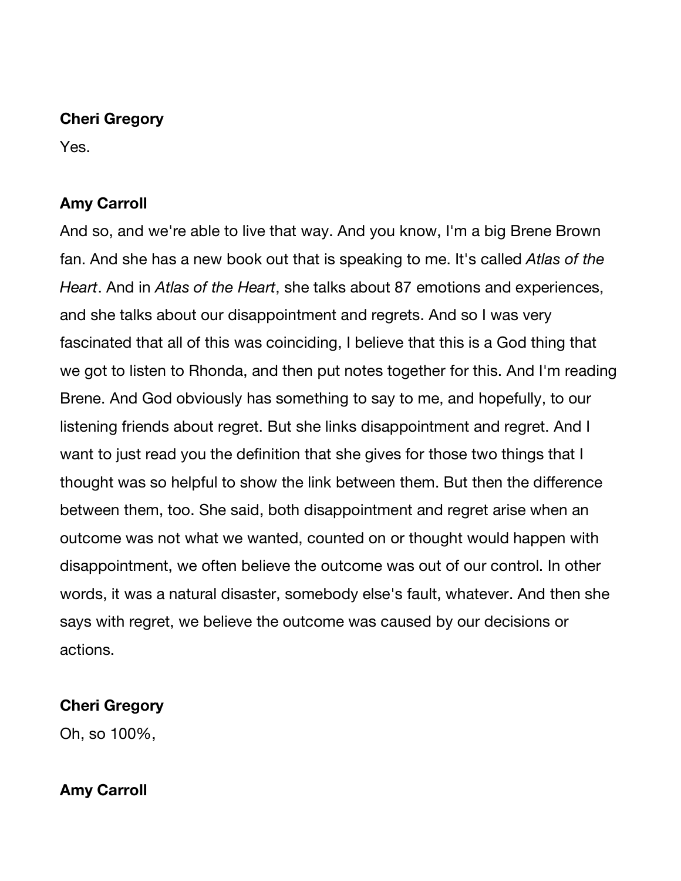**Cheri Gregory**

Yes.

**Amy Carroll**

And so, and we're able to live that way. And you know, I'm a big Brene Brown fan. And she has a new book out that is speaking to me. It's called *Atlas of the Heart*. And in *Atlas of the Heart*, she talks about 87 emotions and experiences, and she talks about our disappointment and regrets. And so I was very fascinated that all of this was coinciding, I believe that this is a God thing that we got to listen to Rhonda, and then put notes together for this. And I'm reading Brene. And God obviously has something to say to me, and hopefully, to our listening friends about regret. But she links disappointment and regret. And I want to just read you the definition that she gives for those two things that I thought was so helpful to show the link between them. But then the difference between them, too. She said, both disappointment and regret arise when an outcome was not what we wanted, counted on or thought would happen with disappointment, we often believe the outcome was out of our control. In other words, it was a natural disaster, somebody else's fault, whatever. And then she says with regret, we believe the outcome was caused by our decisions or actions.

**Cheri Gregory**

Oh, so 100%,

**Amy Carroll**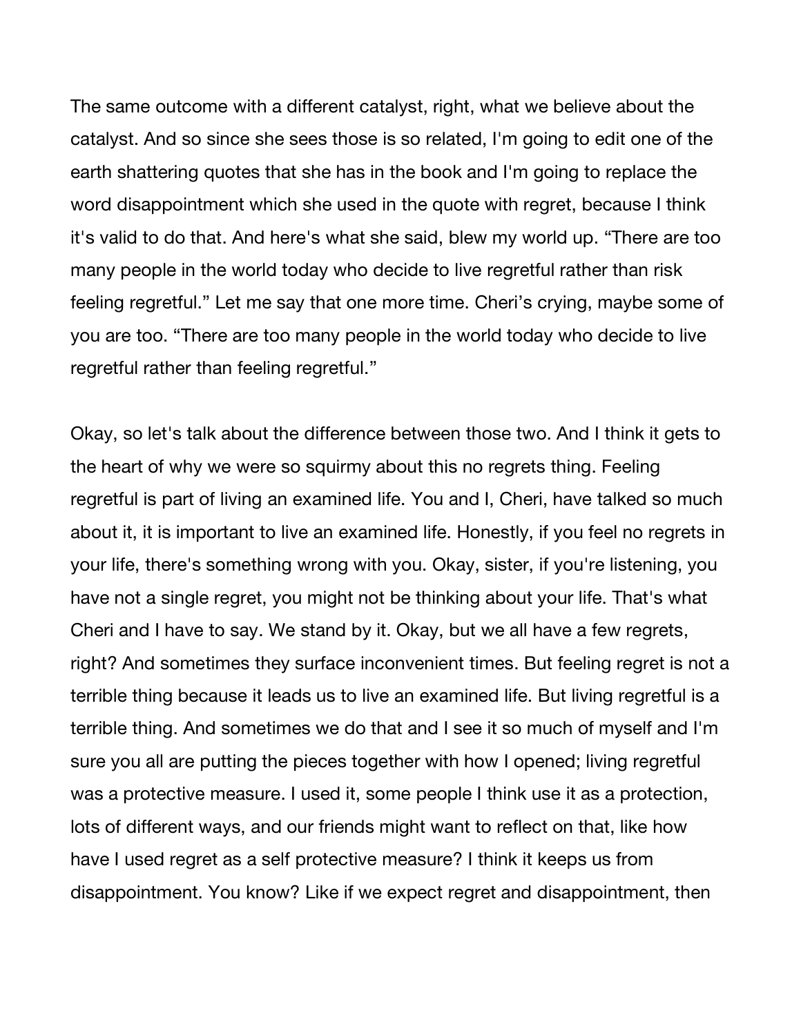The same outcome with a different catalyst, right, what we believe about the catalyst. And so since she sees those is so related, I'm going to edit one of the earth shattering quotes that she has in the book and I'm going to replace the word disappointment which she used in the quote with regret, because I think it's valid to do that. And here's what she said, blew my world up. “There are too many people in the world today who decide to live regretful rather than risk feeling regretful.” Let me say that one more time. Cheri’s crying, maybe some of you are too. “There are too many people in the world today who decide to live regretful rather than feeling regretful.”

Okay, so let's talk about the difference between those two. And I think it gets to the heart of why we were so squirmy about this no regrets thing. Feeling regretful is part of living an examined life. You and I, Cheri, have talked so much about it, it is important to live an examined life. Honestly, if you feel no regrets in your life, there's something wrong with you. Okay, sister, if you're listening, you have not a single regret, you might not be thinking about your life. That's what Cheri and I have to say. We stand by it. Okay, but we all have a few regrets, right? And sometimes they surface inconvenient times. But feeling regret is not a terrible thing because it leads us to live an examined life. But living regretful is a terrible thing. And sometimes we do that and I see it so much of myself and I'm sure you all are putting the pieces together with how I opened; living regretful was a protective measure. I used it, some people I think use it as a protection, lots of different ways, and our friends might want to reflect on that, like how have I used regret as a self protective measure? I think it keeps us from disappointment. You know? Like if we expect regret and disappointment, then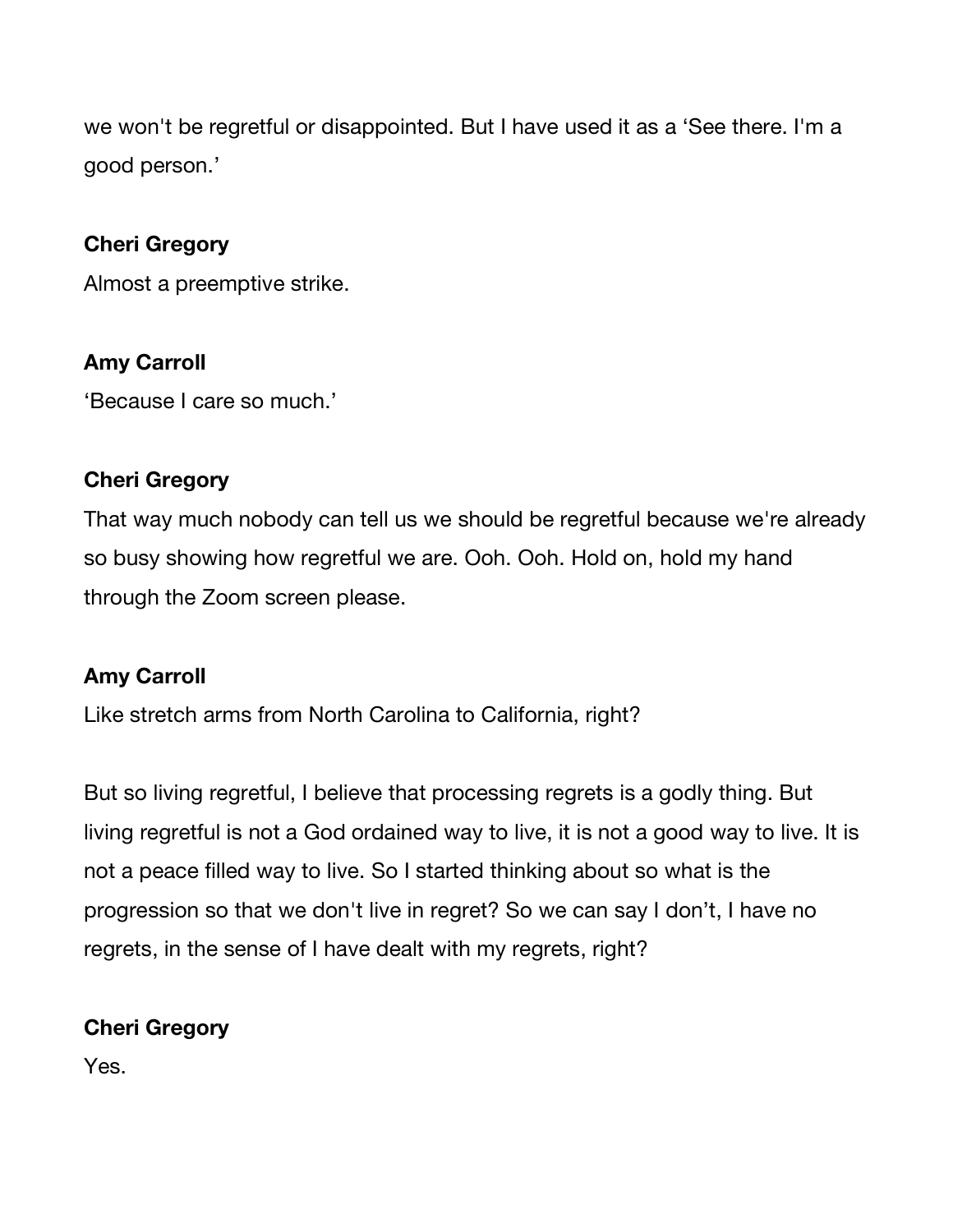we won't be regretful or disappointed. But I have used it as a 'See there. I'm a good person.'

**Cheri Gregory**

Almost a preemptive strike.

**Amy Carroll**

'Because I care so much.'

**Cheri Gregory**

That way much nobody can tell us we should be regretful because we're already so busy showing how regretful we are. Ooh. Ooh. Hold on, hold my hand through the Zoom screen please.

**Amy Carroll**

Like stretch arms from North Carolina to California, right?

But so living regretful, I believe that processing regrets is a godly thing. But living regretful is not a God ordained way to live, it is not a good way to live. It is not a peace filled way to live. So I started thinking about so what is the progression so that we don't live in regret? So we can say I don't, I have no regrets, in the sense of I have dealt with my regrets, right?

**Cheri Gregory**

Yes.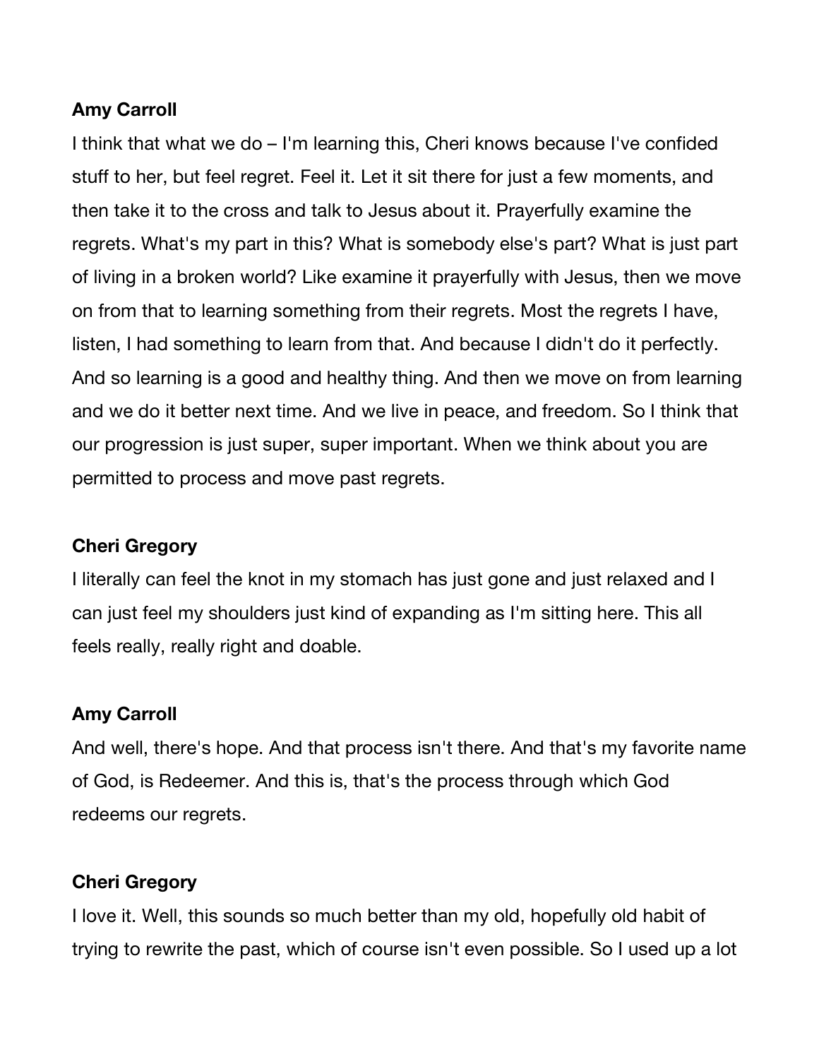**Amy Carroll**

I think that what we do – I'm learning this, Cheri knows because I've confided stuff to her, but feel regret. Feel it. Let it sit there for just a few moments, and then take it to the cross and talk to Jesus about it. Prayerfully examine the regrets. What's my part in this? What is somebody else's part? What is just part of living in a broken world? Like examine it prayerfully with Jesus, then we move on from that to learning something from their regrets. Most the regrets I have, listen, I had something to learn from that. And because I didn't do it perfectly. And so learning is a good and healthy thing. And then we move on from learning and we do it better next time. And we live in peace, and freedom. So I think that our progression is just super, super important. When we think about you are permitted to process and move past regrets.

**Cheri Gregory**

I literally can feel the knot in my stomach has just gone and just relaxed and I can just feel my shoulders just kind of expanding as I'm sitting here. This all feels really, really right and doable.

**Amy Carroll**

And well, there's hope. And that process isn't there. And that's my favorite name of God, is Redeemer. And this is, that's the process through which God redeems our regrets.

**Cheri Gregory**

I love it. Well, this sounds so much better than my old, hopefully old habit of trying to rewrite the past, which of course isn't even possible. So I used up a lot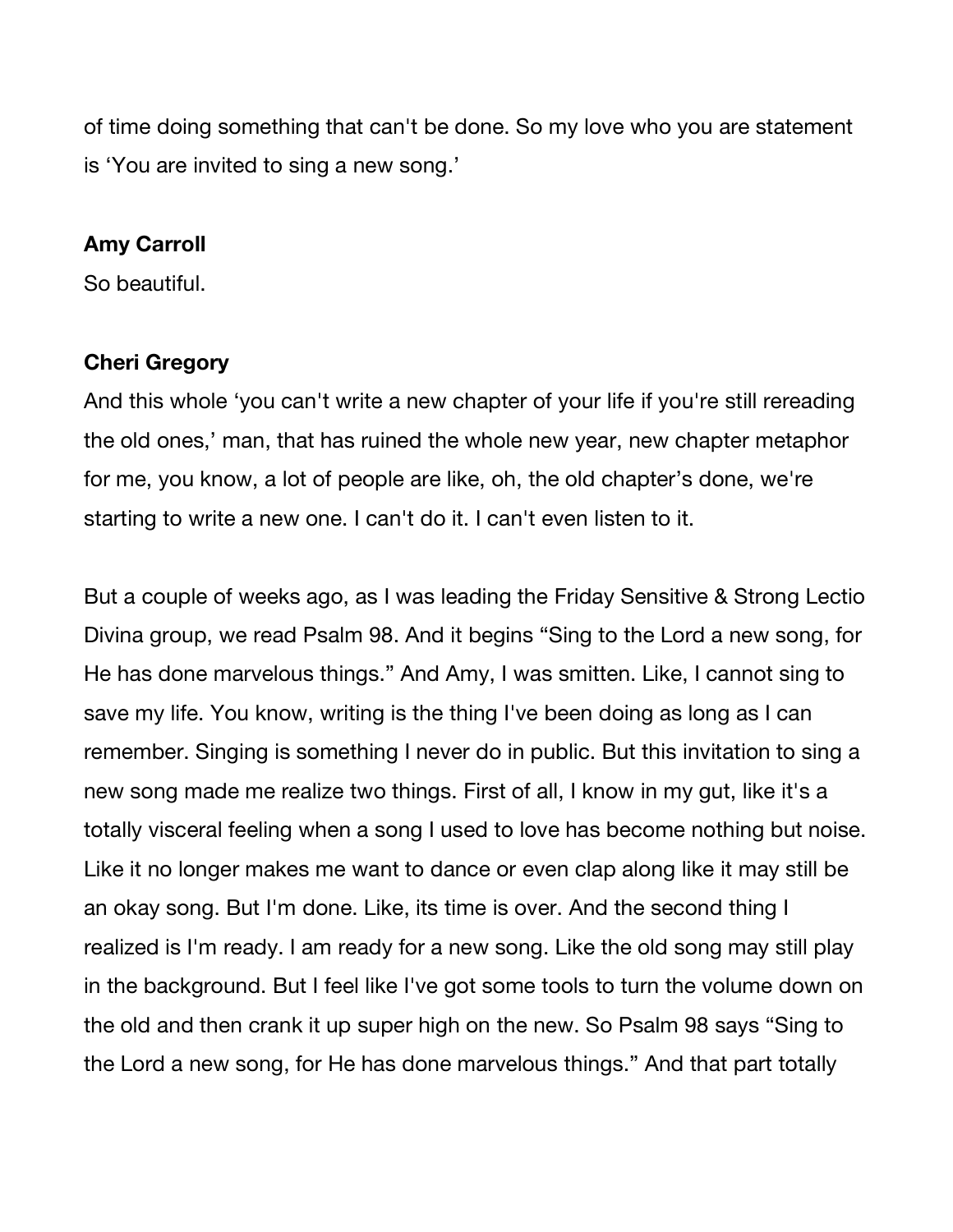of time doing something that can't be done. So my love who you are statement is ‘You are invited to sing a new song.’

**Amy Carroll**

So beautiful.

**Cheri Gregory**

And this whole ‘you can't write a new chapter of your life if you're still rereading the old ones,’ man, that has ruined the whole new year, new chapter metaphor for me, you know, a lot of people are like, oh, the old chapter’s done, we're starting to write a new one. I can't do it. I can't even listen to it.

But a couple of weeks ago, as I was leading the Friday Sensitive & Strong Lectio Divina group, we read Psalm 98. And it begins “Sing to the Lord a new song, for He has done marvelous things.” And Amy, I was smitten. Like, I cannot sing to save my life. You know, writing is the thing I've been doing as long as I can remember. Singing is something I never do in public. But this invitation to sing a new song made me realize two things. First of all, I know in my gut, like it's a totally visceral feeling when a song I used to love has become nothing but noise. Like it no longer makes me want to dance or even clap along like it may still be an okay song. But I'm done. Like, its time is over. And the second thing I realized is I'm ready. I am ready for a new song. Like the old song may still play in the background. But I feel like I've got some tools to turn the volume down on the old and then crank it up super high on the new. So Psalm 98 says “Sing to the Lord a new song, for He has done marvelous things.” And that part totally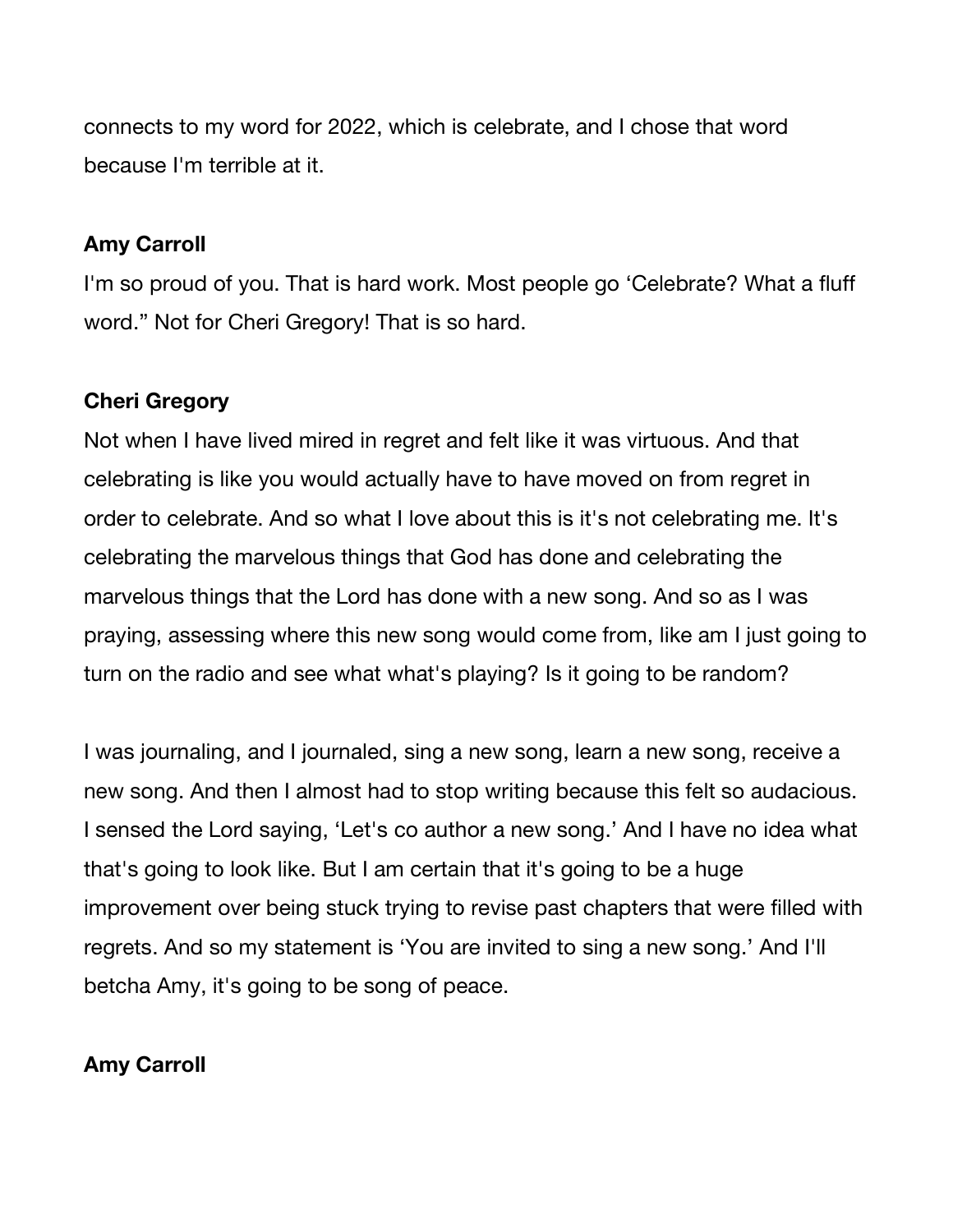connects to my word for 2022, which is celebrate, and I chose that word because I'm terrible at it.

**Amy Carroll**

I'm so proud of you. That is hard work. Most people go 'Celebrate? What a fluff word." Not for Cheri Gregory! That is so hard.

**Cheri Gregory**

Not when I have lived mired in regret and felt like it was virtuous. And that celebrating is like you would actually have to have moved on from regret in order to celebrate. And so what I love about this is it's not celebrating me. It's celebrating the marvelous things that God has done and celebrating the marvelous things that the Lord has done with a new song. And so as I was praying, assessing where this new song would come from, like am I just going to turn on the radio and see what what's playing? Is it going to be random?

I was journaling, and I journaled, sing a new song, learn a new song, receive a new song. And then I almost had to stop writing because this felt so audacious. I sensed the Lord saying, 'Let's co author a new song.' And I have no idea what that's going to look like. But I am certain that it's going to be a huge improvement over being stuck trying to revise past chapters that were filled with regrets. And so my statement is 'You are invited to sing a new song.' And I'll betcha Amy, it's going to be song of peace.

**Amy Carroll**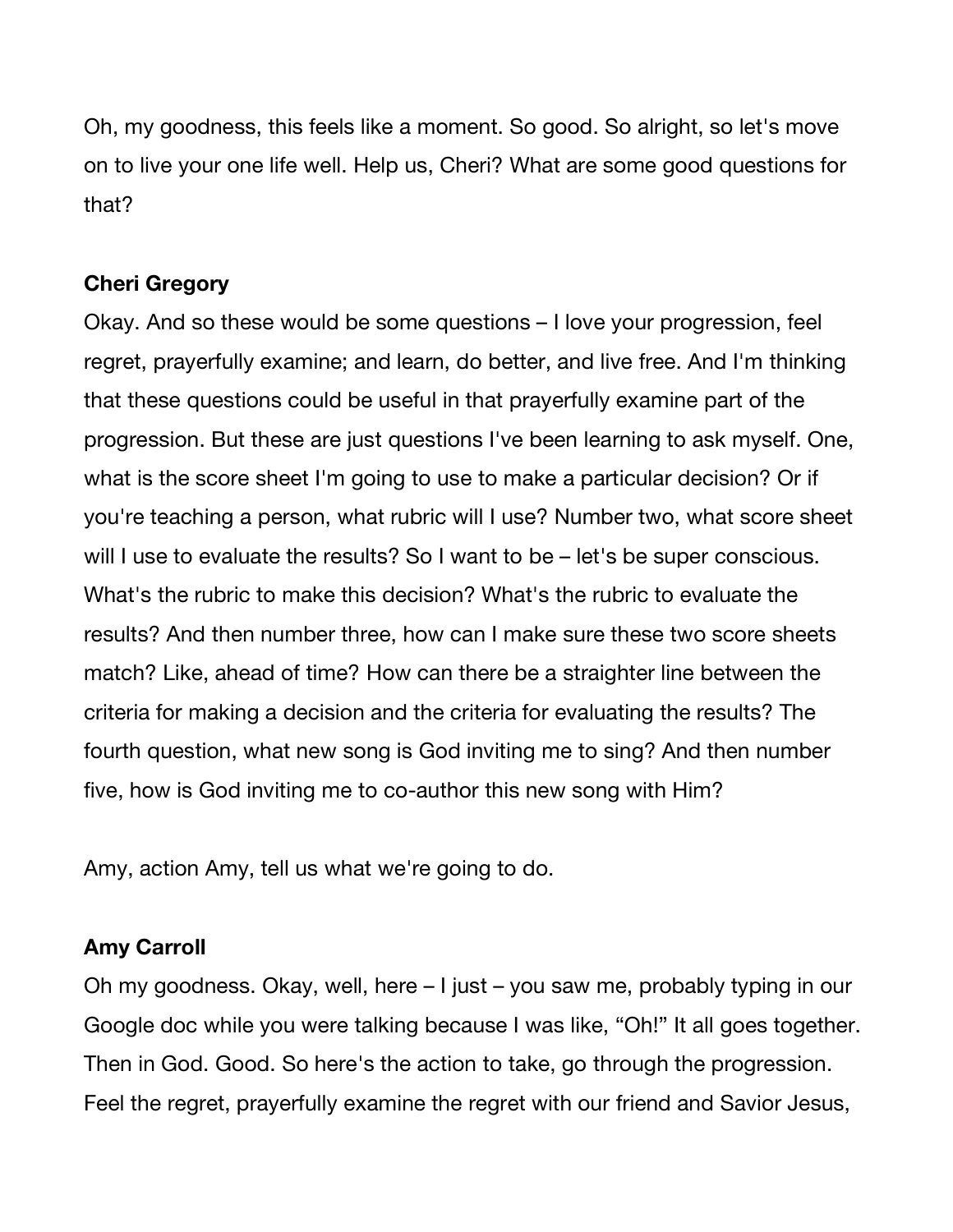Oh, my goodness, this feels like a moment. So good. So alright, so let's move on to live your one life well. Help us, Cheri? What are some good questions for that?

**Cheri Gregory**

Okay. And so these would be some questions – I love your progression, feel regret, prayerfully examine; and learn, do better, and live free. And I'm thinking that these questions could be useful in that prayerfully examine part of the progression. But these are just questions I've been learning to ask myself. One, what is the score sheet I'm going to use to make a particular decision? Or if you're teaching a person, what rubric will I use? Number two, what score sheet will I use to evaluate the results? So I want to be – let's be super conscious. What's the rubric to make this decision? What's the rubric to evaluate the results? And then number three, how can I make sure these two score sheets match? Like, ahead of time? How can there be a straighter line between the criteria for making a decision and the criteria for evaluating the results? The fourth question, what new song is God inviting me to sing? And then number five, how is God inviting me to co-author this new song with Him?

Amy, action Amy, tell us what we're going to do.

**Amy Carroll**

Oh my goodness. Okay, well, here – I just – you saw me, probably typing in our Google doc while you were talking because I was like, "Oh!" It all goes together. Then in God. Good. So here's the action to take, go through the progression. Feel the regret, prayerfully examine the regret with our friend and Savior Jesus,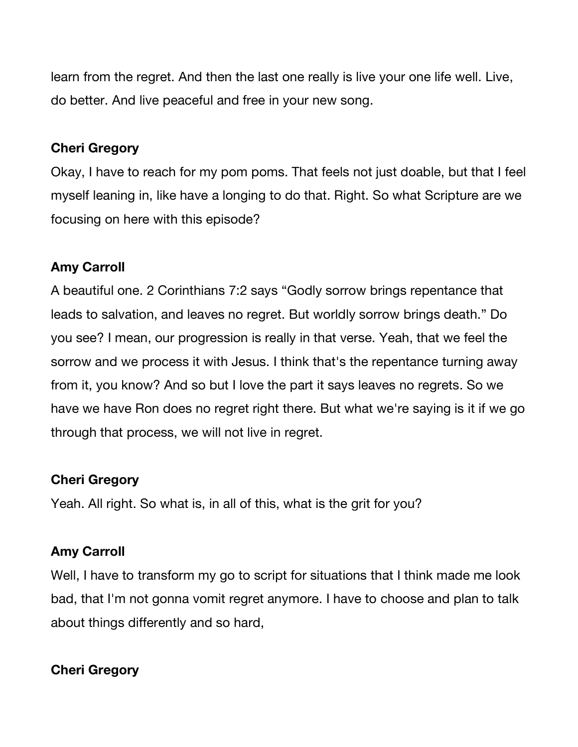learn from the regret. And then the last one really is live your one life well. Live, do better. And live peaceful and free in your new song.

**Cheri Gregory**

Okay, I have to reach for my pom poms. That feels not just doable, but that I feel myself leaning in, like have a longing to do that. Right. So what Scripture are we focusing on here with this episode?

**Amy Carroll**

A beautiful one. 2 Corinthians 7:2 says "Godly sorrow brings repentance that leads to salvation, and leaves no regret. But worldly sorrow brings death." Do you see? I mean, our progression is really in that verse. Yeah, that we feel the sorrow and we process it with Jesus. I think that's the repentance turning away from it, you know? And so but I love the part it says leaves no regrets. So we have we have Ron does no regret right there. But what we're saying is it if we go through that process, we will not live in regret.

**Cheri Gregory**

Yeah. All right. So what is, in all of this, what is the grit for you?

**Amy Carroll**

Well, I have to transform my go to script for situations that I think made me look bad, that I'm not gonna vomit regret anymore. I have to choose and plan to talk about things differently and so hard,

**Cheri Gregory**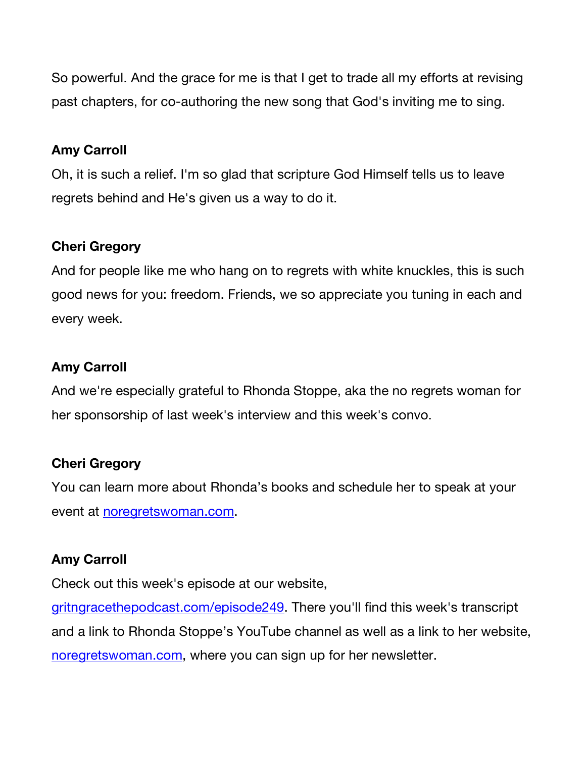So powerful. And the grace for me is that I get to trade all my efforts at revising past chapters, for co-authoring the new song that God's inviting me to sing.

**Amy Carroll**
Oh, it is such a relief. I'm so glad that scripture God Himself tells us to leave regrets behind and He's given us a way to do it.

**Cheri Gregory**
And for people like me who hang on to regrets with white knuckles, this is such good news for you: freedom. Friends, we so appreciate you tuning in each and every week.

**Amy Carroll**
And we're especially grateful to Rhonda Stoppe, aka the no regrets woman for her sponsorship of last week's interview and this week's convo.

**Cheri Gregory**
You can learn more about Rhonda's books and schedule her to speak at your event at noregretswoman.com.

**Amy Carroll**
Check out this week's episode at our website, gritngracethepodcast.com/episode249. There you'll find this week's transcript and a link to Rhonda Stoppe's YouTube channel as well as a link to her website, noregretswoman.com, where you can sign up for her newsletter.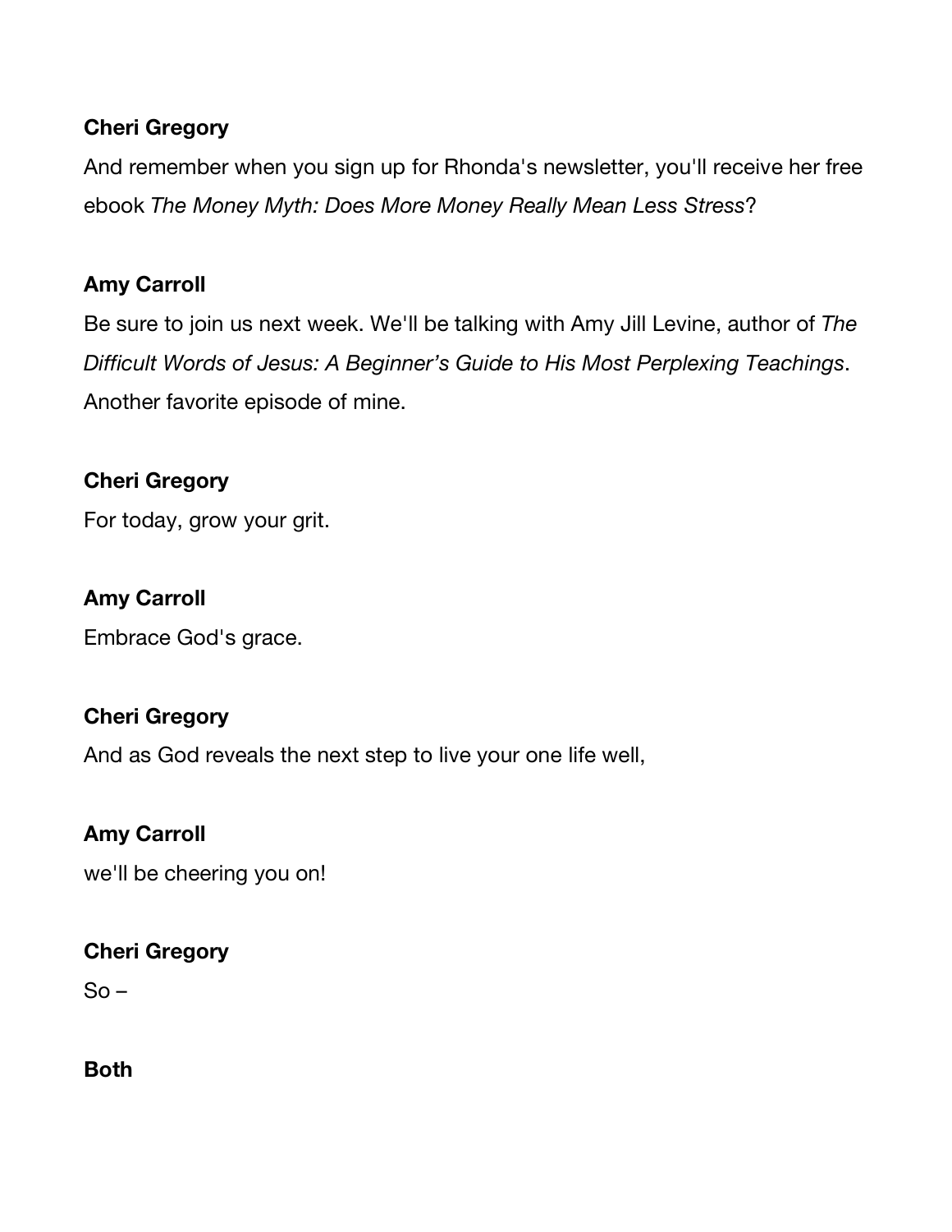**Cheri Gregory**

And remember when you sign up for Rhonda's newsletter, you'll receive her free ebook *The Money Myth: Does More Money Really Mean Less Stress*?

**Amy Carroll**

Be sure to join us next week. We'll be talking with Amy Jill Levine, author of *The Difficult Words of Jesus: A Beginner's Guide to His Most Perplexing Teachings*. Another favorite episode of mine.

**Cheri Gregory**

For today, grow your grit.

**Amy Carroll**

Embrace God's grace.

**Cheri Gregory**

And as God reveals the next step to live your one life well,

**Amy Carroll**

we'll be cheering you on!

**Cheri Gregory**

So –

**Both**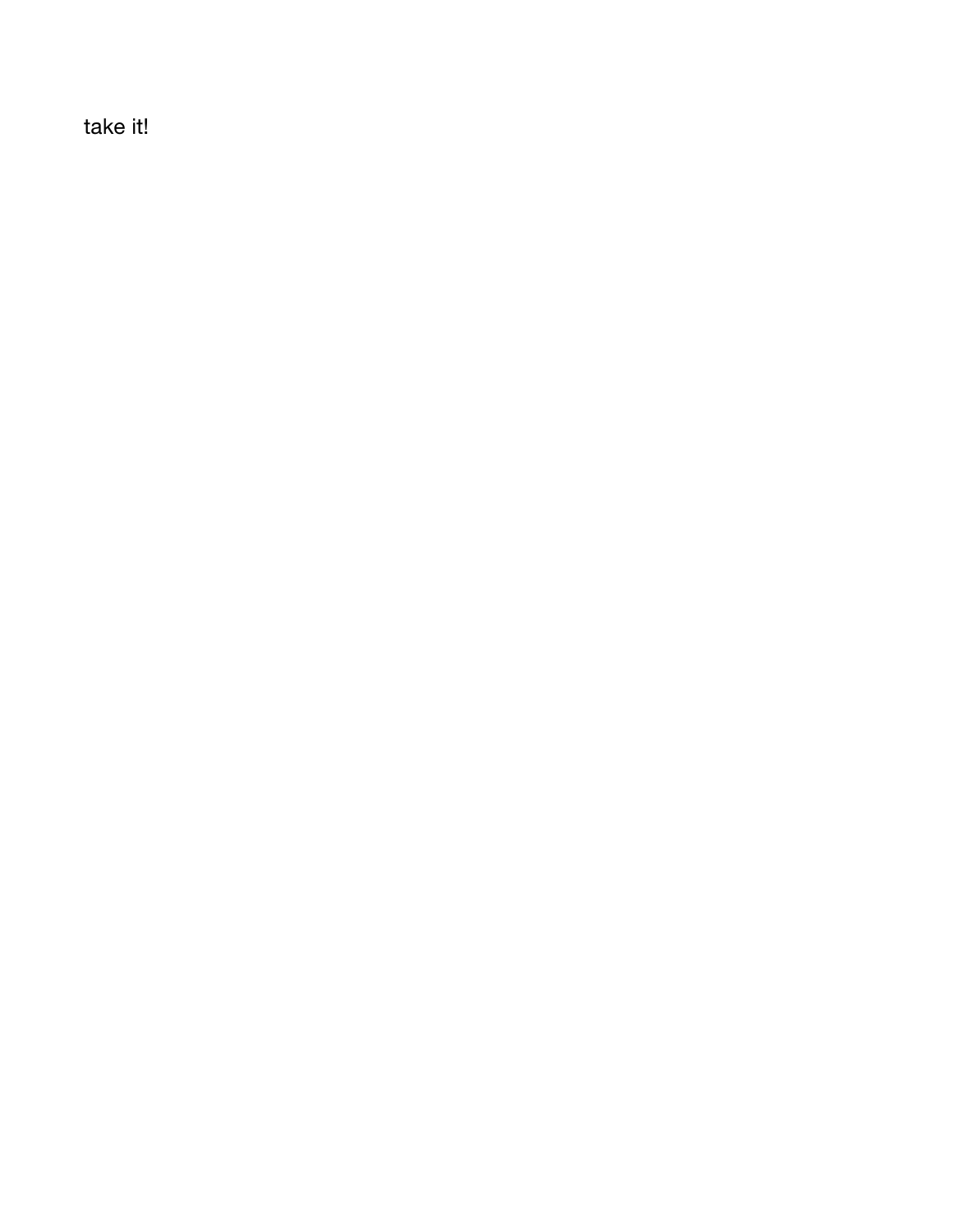take it!